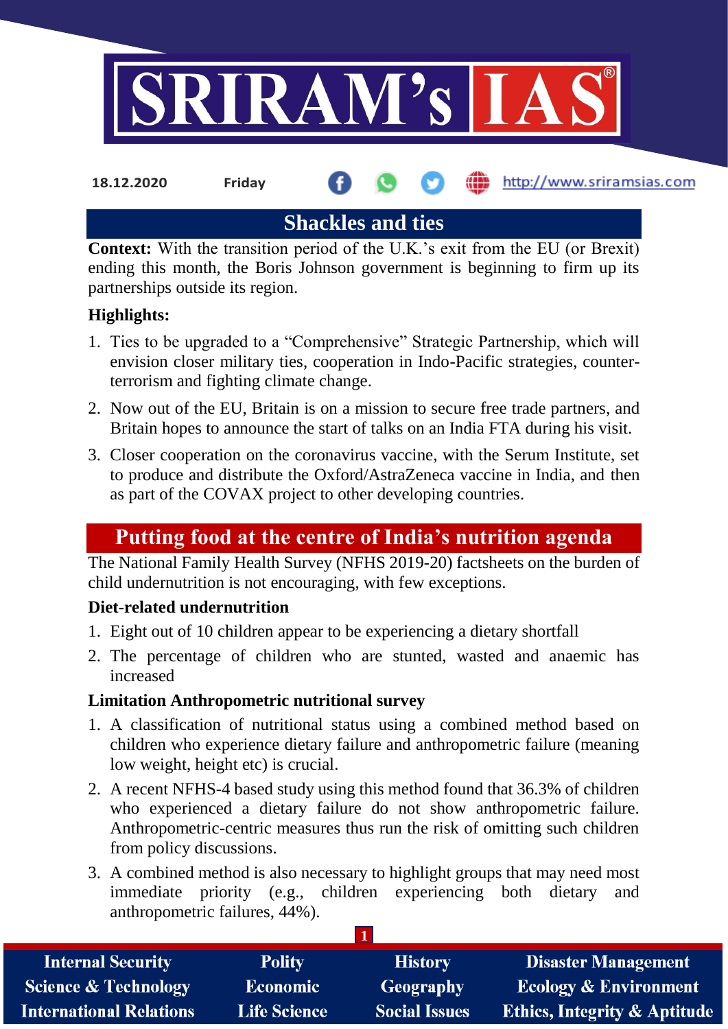18.12.2020 Friday http://www.sriramsias.com

## Shackles and ties

**Context:** With the transition period of the U.K.'s exit from the EU (or Brexit) ending this month, the Boris Johnson government is beginning to firm up its partnerships outside its region.

**Highlights:**

1. Ties to be upgraded to a "Comprehensive" Strategic Partnership, which will envision closer military ties, cooperation in Indo-Pacific strategies, counter-terrorism and fighting climate change.
2. Now out of the EU, Britain is on a mission to secure free trade partners, and Britain hopes to announce the start of talks on an India FTA during his visit.
3. Closer cooperation on the coronavirus vaccine, with the Serum Institute, set to produce and distribute the Oxford/AstraZeneca vaccine in India, and then as part of the COVAX project to other developing countries.

## Putting food at the centre of India's nutrition agenda

The National Family Health Survey (NFHS 2019-20) factsheets on the burden of child undernutrition is not encouraging, with few exceptions.

**Diet-related undernutrition**

1. Eight out of 10 children appear to be experiencing a dietary shortfall
2. The percentage of children who are stunted, wasted and anaemic has increased

**Limitation Anthropometric nutritional survey**

1. A classification of nutritional status using a combined method based on children who experience dietary failure and anthropometric failure (meaning low weight, height etc) is crucial.
2. A recent NFHS-4 based study using this method found that 36.3% of children who experienced a dietary failure do not show anthropometric failure. Anthropometric-centric measures thus run the risk of omitting such children from policy discussions.
3. A combined method is also necessary to highlight groups that may need most immediate priority (e.g., children experiencing both dietary and anthropometric failures, 44%).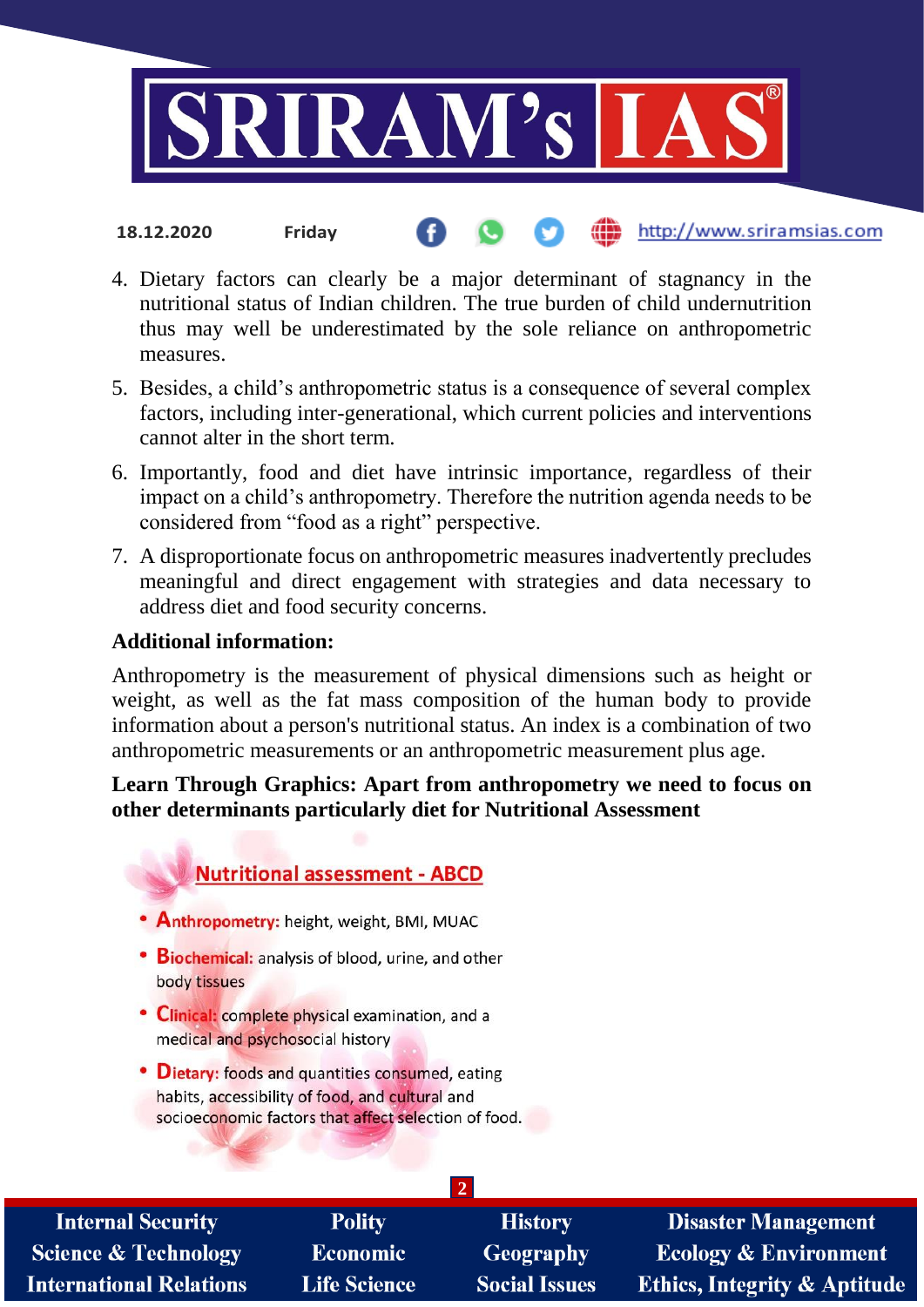4. Dietary factors can clearly be a major determinant of stagnancy in the nutritional status of Indian children. The true burden of child undernutrition thus may well be underestimated by the sole reliance on anthropometric measures.
5. Besides, a child's anthropometric status is a consequence of several complex factors, including inter-generational, which current policies and interventions cannot alter in the short term.
6. Importantly, food and diet have intrinsic importance, regardless of their impact on a child's anthropometry. Therefore the nutrition agenda needs to be considered from "food as a right" perspective.
7. A disproportionate focus on anthropometric measures inadvertently precludes meaningful and direct engagement with strategies and data necessary to address diet and food security concerns.

**Additional information:**

Anthropometry is the measurement of physical dimensions such as height or weight, as well as the fat mass composition of the human body to provide information about a person's nutritional status. An index is a combination of two anthropometric measurements or an anthropometric measurement plus age.

**Learn Through Graphics: Apart from anthropometry we need to focus on other determinants particularly diet for Nutritional Assessment**

**Nutritional assessment - ABCD**

- **Anthropometry:** height, weight, BMI, MUAC
- **Biochemical:** analysis of blood, urine, and other body tissues
- **Clinical:** complete physical examination, and a medical and psychosocial history
- **Dietary:** foods and quantities consumed, eating habits, accessibility of food, and cultural and socioeconomic factors that affect selection of food.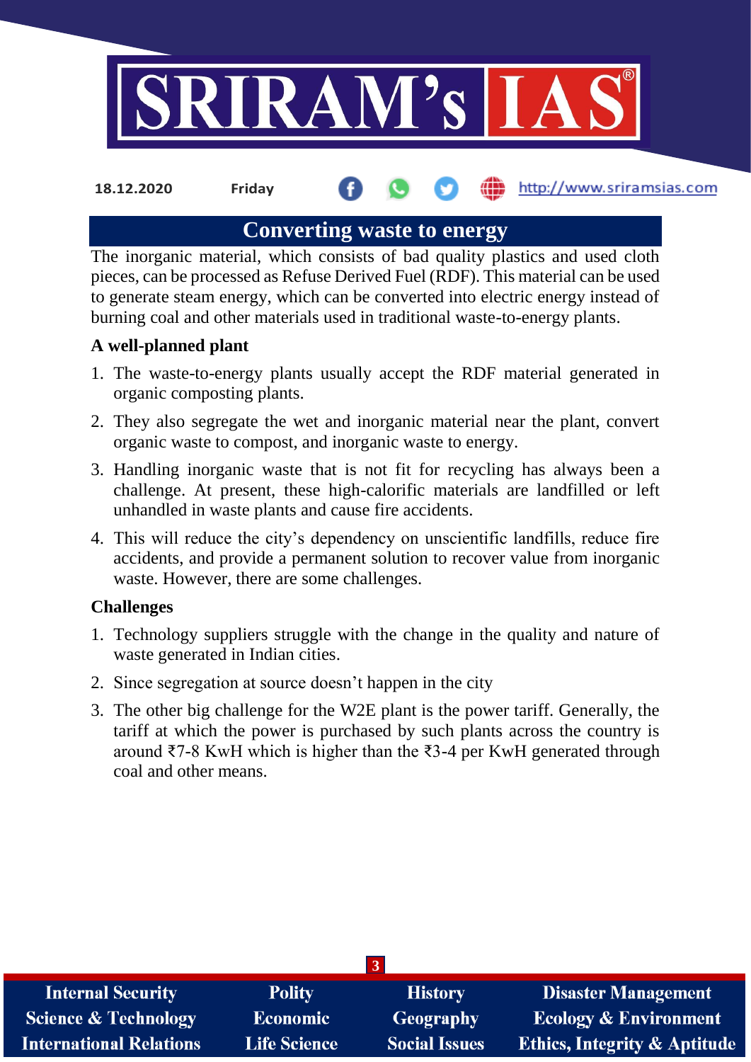# Converting waste to energy

The inorganic material, which consists of bad quality plastics and used cloth pieces, can be processed as Refuse Derived Fuel (RDF). This material can be used to generate steam energy, which can be converted into electric energy instead of burning coal and other materials used in traditional waste-to-energy plants.

**A well-planned plant**

1. The waste-to-energy plants usually accept the RDF material generated in organic composting plants.
2. They also segregate the wet and inorganic material near the plant, convert organic waste to compost, and inorganic waste to energy.
3. Handling inorganic waste that is not fit for recycling has always been a challenge. At present, these high-calorific materials are landfilled or left unhandled in waste plants and cause fire accidents.
4. This will reduce the city's dependency on unscientific landfills, reduce fire accidents, and provide a permanent solution to recover value from inorganic waste. However, there are some challenges.

**Challenges**

1. Technology suppliers struggle with the change in the quality and nature of waste generated in Indian cities.
2. Since segregation at source doesn't happen in the city
3. The other big challenge for the W2E plant is the power tariff. Generally, the tariff at which the power is purchased by such plants across the country is around ₹7-8 KwH which is higher than the ₹3-4 per KwH generated through coal and other means.